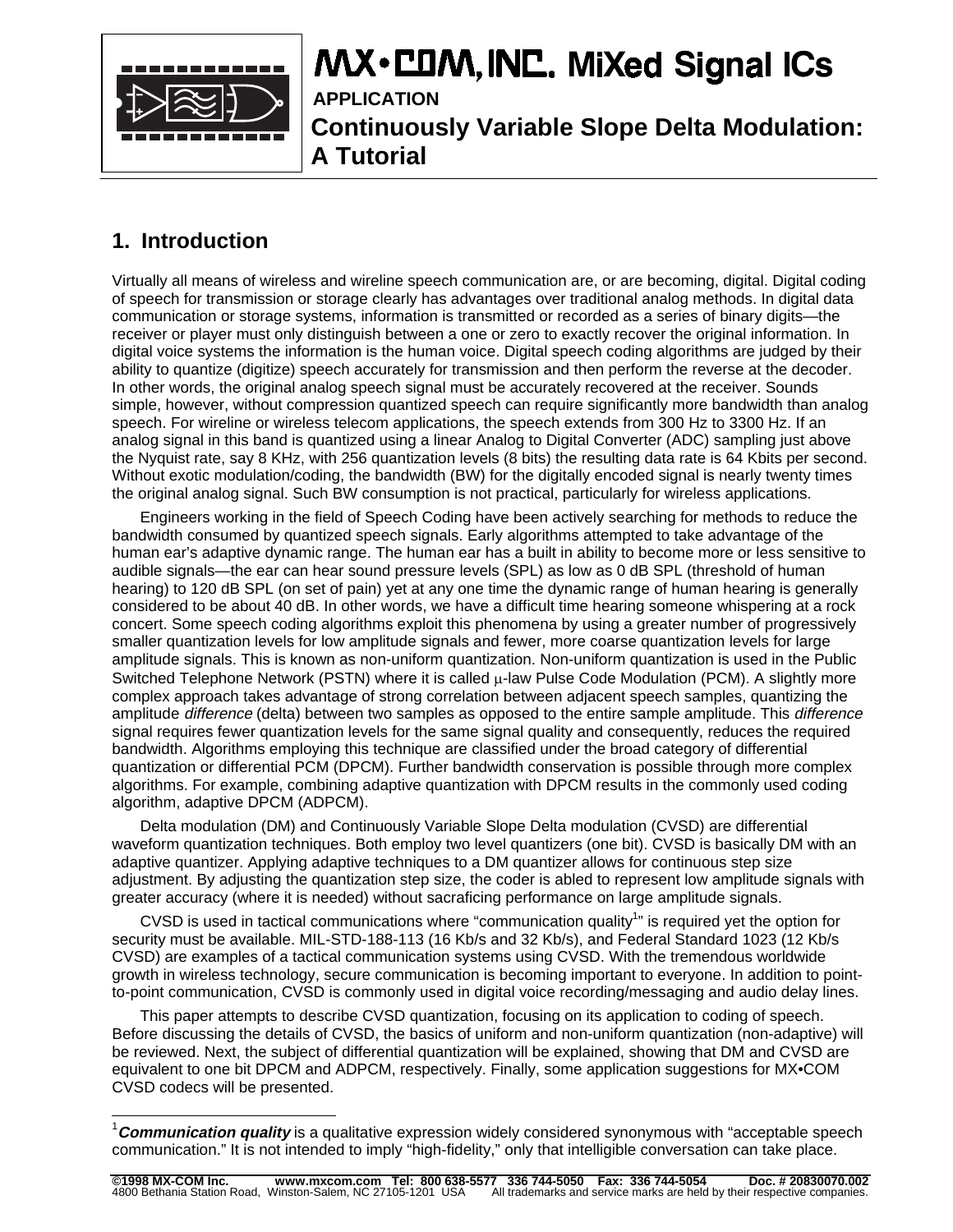# MX•COM, INC. MiXed Signal ICs

**APPLICATION**

**Continuously Variable Slope Delta Modulation: A Tutorial**

## 1. Introduction

Virtually all means of wireless and wireline speech communication are, or are becoming, digital. Digital coding of speech for transmission or storage clearly has advantages over traditional analog methods. In digital data communication or storage systems, information is transmitted or recorded as a series of binary digits—the receiver or player must only distinguish between a one or zero to exactly recover the original information. In digital voice systems the information is the human voice. Digital speech coding algorithms are judged by their ability to quantize (digitize) speech accurately for transmission and then perform the reverse at the decoder. In other words, the original analog speech signal must be accurately recovered at the receiver. Sounds simple, however, without compression quantized speech can require significantly more bandwidth than analog speech. For wireline or wireless telecom applications, the speech extends from 300 Hz to 3300 Hz. If an analog signal in this band is quantized using a linear Analog to Digital Converter (ADC) sampling just above the Nyquist rate, say 8 KHz, with 256 quantization levels (8 bits) the resulting data rate is 64 Kbits per second. Without exotic modulation/coding, the bandwidth (BW) for the digitally encoded signal is nearly twenty times the original analog signal. Such BW consumption is not practical, particularly for wireless applications.

Engineers working in the field of Speech Coding have been actively searching for methods to reduce the bandwidth consumed by quantized speech signals. Early algorithms attempted to take advantage of the human ear's adaptive dynamic range. The human ear has a built in ability to become more or less sensitive to audible signals—the ear can hear sound pressure levels (SPL) as low as 0 dB SPL (threshold of human hearing) to 120 dB SPL (on set of pain) yet at any one time the dynamic range of human hearing is generally considered to be about 40 dB. In other words, we have a difficult time hearing someone whispering at a rock concert. Some speech coding algorithms exploit this phenomena by using a greater number of progressively smaller quantization levels for low amplitude signals and fewer, more coarse quantization levels for large amplitude signals. This is known as non-uniform quantization. Non-uniform quantization is used in the Public Switched Telephone Network (PSTN) where it is called μ-law Pulse Code Modulation (PCM). A slightly more complex approach takes advantage of strong correlation between adjacent speech samples, quantizing the amplitude *difference* (delta) between two samples as opposed to the entire sample amplitude. This *difference* signal requires fewer quantization levels for the same signal quality and consequently, reduces the required bandwidth. Algorithms employing this technique are classified under the broad category of differential quantization or differential PCM (DPCM). Further bandwidth conservation is possible through more complex algorithms. For example, combining adaptive quantization with DPCM results in the commonly used coding algorithm, adaptive DPCM (ADPCM).

Delta modulation (DM) and Continuously Variable Slope Delta modulation (CVSD) are differential waveform quantization techniques. Both employ two level quantizers (one bit). CVSD is basically DM with an adaptive quantizer. Applying adaptive techniques to a DM quantizer allows for continuous step size adjustment. By adjusting the quantization step size, the coder is abled to represent low amplitude signals with greater accuracy (where it is needed) without sacraficing performance on large amplitude signals.

CVSD is used in tactical communications where "communication quality[1]" is required yet the option for security must be available. MIL-STD-188-113 (16 Kb/s and 32 Kb/s), and Federal Standard 1023 (12 Kb/s CVSD) are examples of a tactical communication systems using CVSD. With the tremendous worldwide growth in wireless technology, secure communication is becoming important to everyone. In addition to point-to-point communication, CVSD is commonly used in digital voice recording/messaging and audio delay lines.

This paper attempts to describe CVSD quantization, focusing on its application to coding of speech. Before discussing the details of CVSD, the basics of uniform and non-uniform quantization (non-adaptive) will be reviewed. Next, the subject of differential quantization will be explained, showing that DM and CVSD are equivalent to one bit DPCM and ADPCM, respectively. Finally, some application suggestions for MX•COM CVSD codecs will be presented.

[1] ***Communication quality*** is a qualitative expression widely considered synonymous with "acceptable speech communication." It is not intended to imply "high-fidelity," only that intelligible conversation can take place.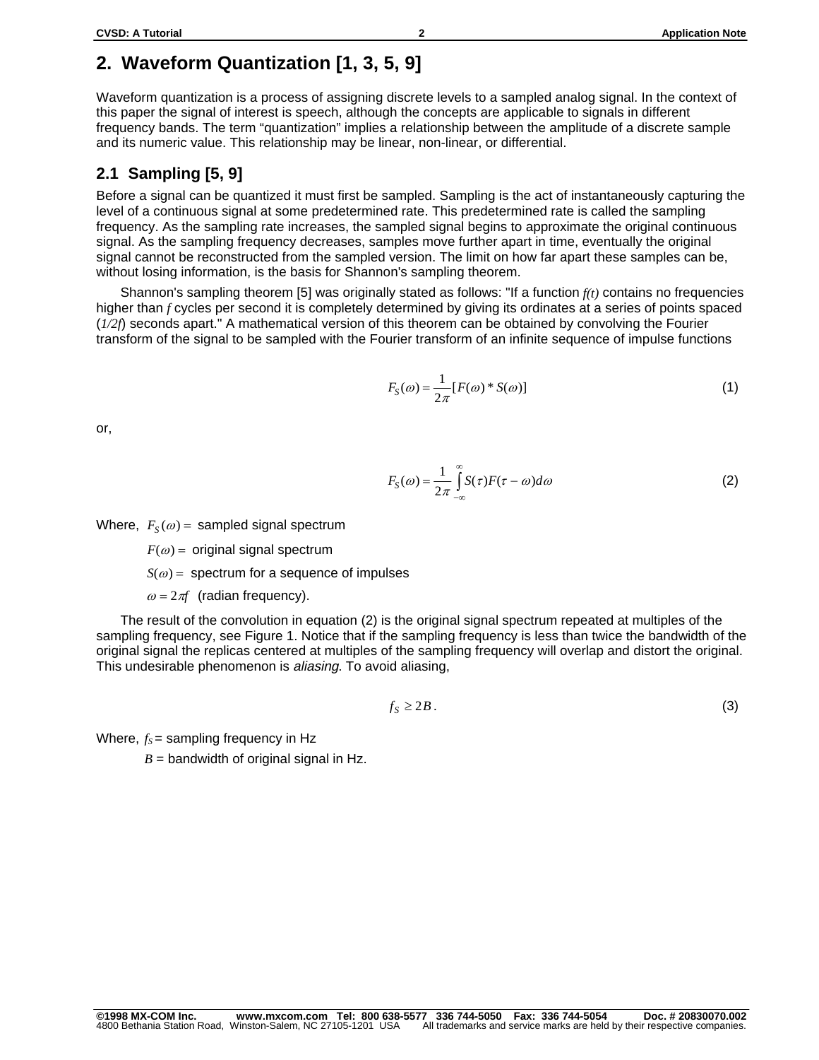# 2. Waveform Quantization [1, 3, 5, 9]

Waveform quantization is a process of assigning discrete levels to a sampled analog signal. In the context of this paper the signal of interest is speech, although the concepts are applicable to signals in different frequency bands. The term "quantization" implies a relationship between the amplitude of a discrete sample and its numeric value. This relationship may be linear, non-linear, or differential.

## 2.1 Sampling [5, 9]

Before a signal can be quantized it must first be sampled. Sampling is the act of instantaneously capturing the level of a continuous signal at some predetermined rate. This predetermined rate is called the sampling frequency. As the sampling rate increases, the sampled signal begins to approximate the original continuous signal. As the sampling frequency decreases, samples move further apart in time, eventually the original signal cannot be reconstructed from the sampled version. The limit on how far apart these samples can be, without losing information, is the basis for Shannon's sampling theorem.

Shannon's sampling theorem [5] was originally stated as follows: "If a function $f(t)$ contains no frequencies higher than $f$ cycles per second it is completely determined by giving its ordinates at a series of points spaced ($1/2f$) seconds apart." A mathematical version of this theorem can be obtained by convolving the Fourier transform of the signal to be sampled with the Fourier transform of an infinite sequence of impulse functions

$$F_S(\omega) = \frac{1}{2\pi}[F(\omega) * S(\omega)] \tag{1}$$

or,

$$F_S(\omega) = \frac{1}{2\pi}\int_{-\infty}^{\infty} S(\tau)F(\tau - \omega)d\omega \tag{2}$$

Where, $F_S(\omega) =$ sampled signal spectrum

$F(\omega) =$ original signal spectrum

$S(\omega) =$ spectrum for a sequence of impulses

$\omega = 2\pi f$ (radian frequency).

The result of the convolution in equation (2) is the original signal spectrum repeated at multiples of the sampling frequency, see Figure 1. Notice that if the sampling frequency is less than twice the bandwidth of the original signal the replicas centered at multiples of the sampling frequency will overlap and distort the original. This undesirable phenomenon is *aliasing*. To avoid aliasing,

$$f_S \geq 2B. \tag{3}$$

Where, $f_S$ = sampling frequency in Hz

$B$ = bandwidth of original signal in Hz.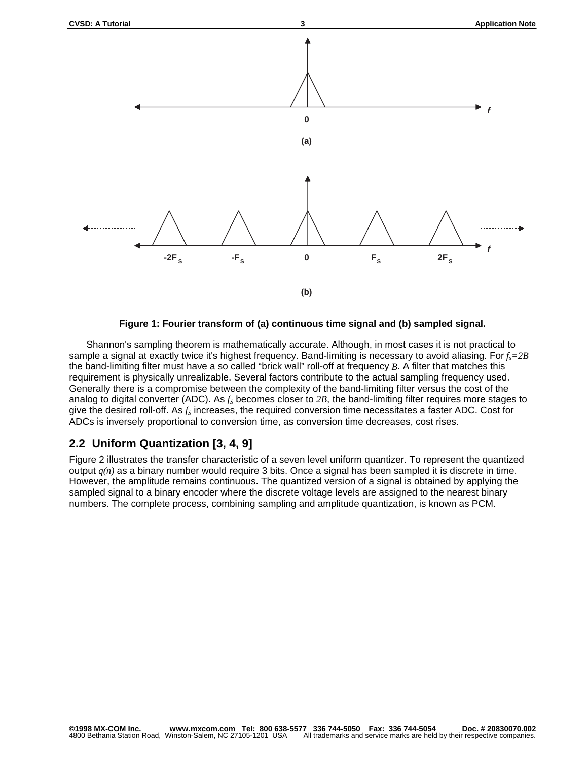**Figure 1: Fourier transform of (a) continuous time signal and (b) sampled signal.**

Shannon's sampling theorem is mathematically accurate. Although, in most cases it is not practical to sample a signal at exactly twice it's highest frequency. Band-limiting is necessary to avoid aliasing. For $f_s=2B$ the band-limiting filter must have a so called "brick wall" roll-off at frequency $B$. A filter that matches this requirement is physically unrealizable. Several factors contribute to the actual sampling frequency used. Generally there is a compromise between the complexity of the band-limiting filter versus the cost of the analog to digital converter (ADC). As $f_S$ becomes closer to $2B$, the band-limiting filter requires more stages to give the desired roll-off. As $f_S$ increases, the required conversion time necessitates a faster ADC. Cost for ADCs is inversely proportional to conversion time, as conversion time decreases, cost rises.

## 2.2 Uniform Quantization [3, 4, 9]

Figure 2 illustrates the transfer characteristic of a seven level uniform quantizer. To represent the quantized output $q(n)$ as a binary number would require 3 bits. Once a signal has been sampled it is discrete in time. However, the amplitude remains continuous. The quantized version of a signal is obtained by applying the sampled signal to a binary encoder where the discrete voltage levels are assigned to the nearest binary numbers. The complete process, combining sampling and amplitude quantization, is known as PCM.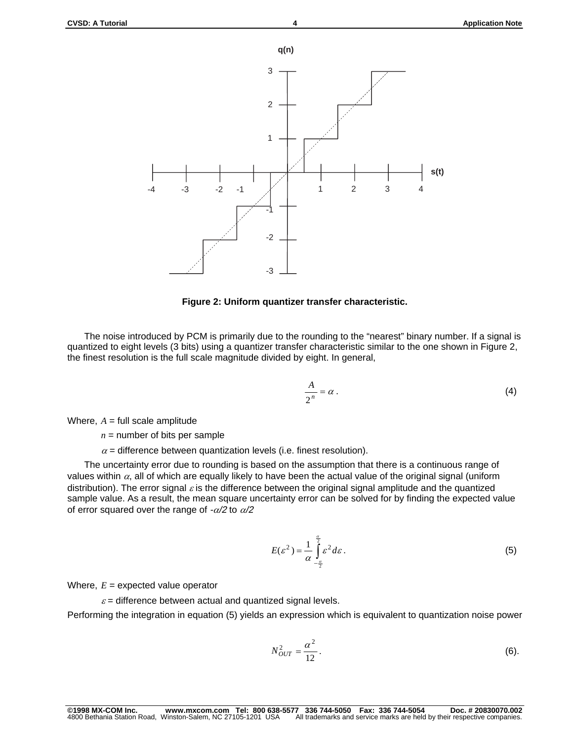Figure 2: Uniform quantizer transfer characteristic.

The noise introduced by PCM is primarily due to the rounding to the "nearest" binary number. If a signal is quantized to eight levels (3 bits) using a quantizer transfer characteristic similar to the one shown in Figure 2, the finest resolution is the full scale magnitude divided by eight. In general,

$$\frac{A}{2^n} = \alpha \,. \tag{4}$$

Where, $A$ = full scale amplitude

$n$ = number of bits per sample

$\alpha$ = difference between quantization levels (i.e. finest resolution).

The uncertainty error due to rounding is based on the assumption that there is a continuous range of values within $\alpha$, all of which are equally likely to have been the actual value of the original signal (uniform distribution). The error signal $\varepsilon$ is the difference between the original signal amplitude and the quantized sample value. As a result, the mean square uncertainty error can be solved for by finding the expected value of error squared over the range of $-\alpha/2$ to $\alpha/2$

$$E(\varepsilon^2) = \frac{1}{\alpha}\int_{-\frac{\alpha}{2}}^{\frac{\alpha}{2}} \varepsilon^2 d\varepsilon \,. \tag{5}$$

Where, $E$ = expected value operator

$\varepsilon$ = difference between actual and quantized signal levels.

Performing the integration in equation (5) yields an expression which is equivalent to quantization noise power

$$N_{OUT}^2 = \frac{\alpha^2}{12} \,. \tag{6}$$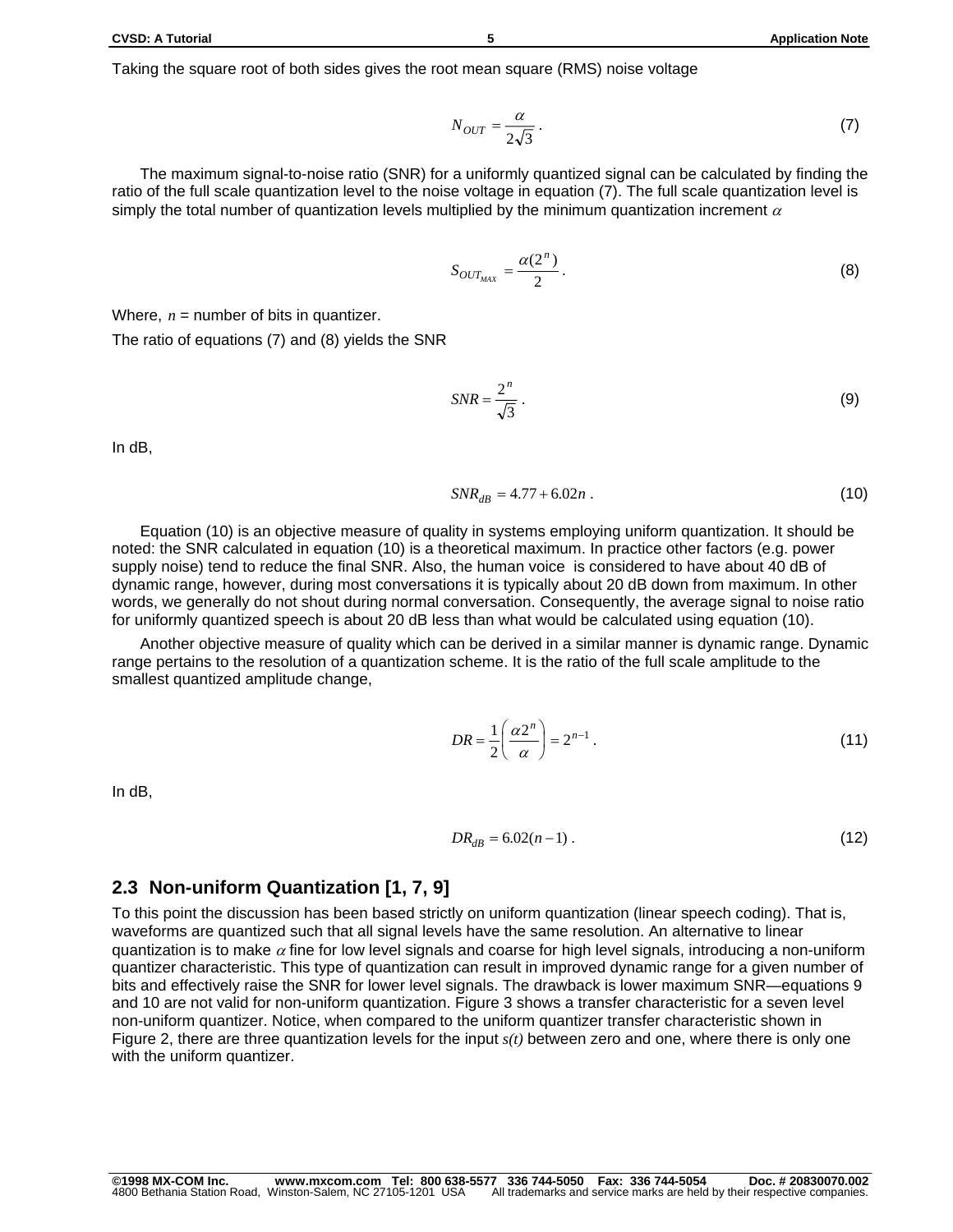Taking the square root of both sides gives the root mean square (RMS) noise voltage

$$N_{OUT} = \frac{\alpha}{2\sqrt{3}} . \tag{7}$$

The maximum signal-to-noise ratio (SNR) for a uniformly quantized signal can be calculated by finding the ratio of the full scale quantization level to the noise voltage in equation (7). The full scale quantization level is simply the total number of quantization levels multiplied by the minimum quantization increment $\alpha$

$$S_{OUT_{MAX}} = \frac{\alpha(2^n)}{2} . \tag{8}$$

Where, $n$ = number of bits in quantizer.

The ratio of equations (7) and (8) yields the SNR

$$SNR = \frac{2^n}{\sqrt{3}} . \tag{9}$$

In dB,

$$SNR_{dB} = 4.77 + 6.02n . \tag{10}$$

Equation (10) is an objective measure of quality in systems employing uniform quantization. It should be noted: the SNR calculated in equation (10) is a theoretical maximum. In practice other factors (e.g. power supply noise) tend to reduce the final SNR. Also, the human voice is considered to have about 40 dB of dynamic range, however, during most conversations it is typically about 20 dB down from maximum. In other words, we generally do not shout during normal conversation. Consequently, the average signal to noise ratio for uniformly quantized speech is about 20 dB less than what would be calculated using equation (10).

Another objective measure of quality which can be derived in a similar manner is dynamic range. Dynamic range pertains to the resolution of a quantization scheme. It is the ratio of the full scale amplitude to the smallest quantized amplitude change,

$$DR = \frac{1}{2}\left(\frac{\alpha 2^n}{\alpha}\right) = 2^{n-1} . \tag{11}$$

In dB,

$$DR_{dB} = 6.02(n-1) . \tag{12}$$

## 2.3 Non-uniform Quantization [1, 7, 9]

To this point the discussion has been based strictly on uniform quantization (linear speech coding). That is, waveforms are quantized such that all signal levels have the same resolution. An alternative to linear quantization is to make $\alpha$ fine for low level signals and coarse for high level signals, introducing a non-uniform quantizer characteristic. This type of quantization can result in improved dynamic range for a given number of bits and effectively raise the SNR for lower level signals. The drawback is lower maximum SNR—equations 9 and 10 are not valid for non-uniform quantization. Figure 3 shows a transfer characteristic for a seven level non-uniform quantizer. Notice, when compared to the uniform quantizer transfer characteristic shown in Figure 2, there are three quantization levels for the input $s(t)$ between zero and one, where there is only one with the uniform quantizer.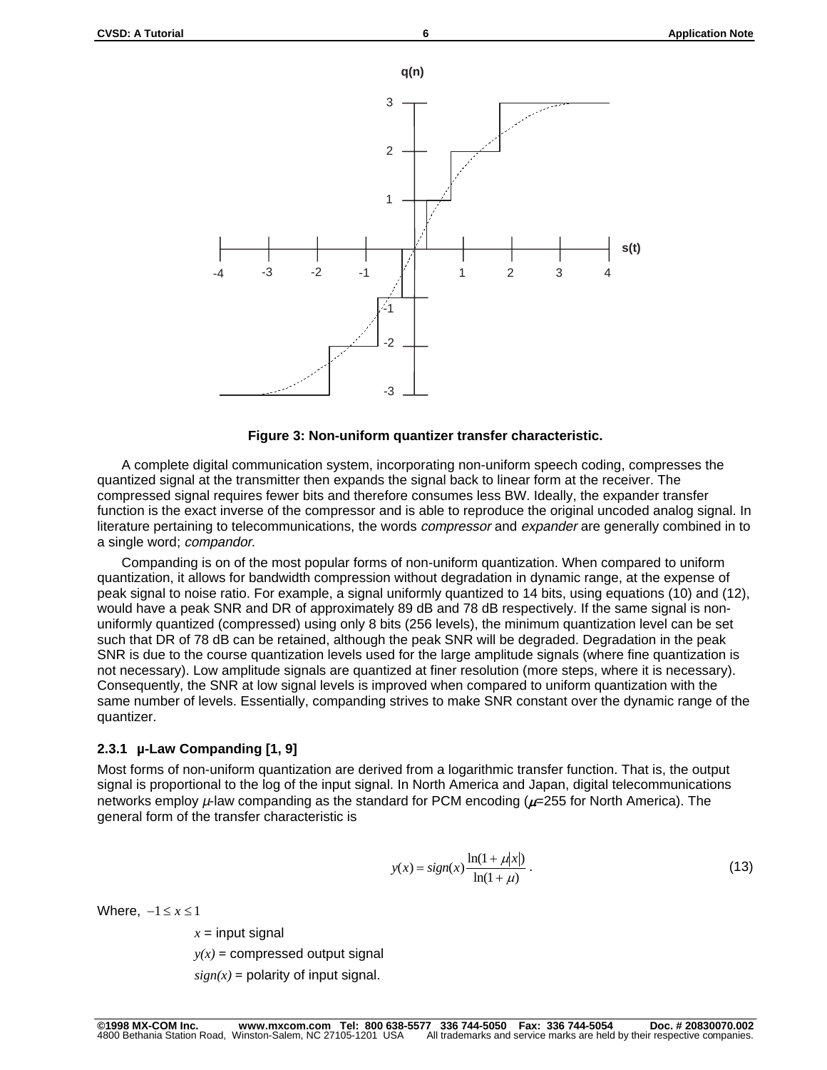**Figure 3: Non-uniform quantizer transfer characteristic.**

A complete digital communication system, incorporating non-uniform speech coding, compresses the quantized signal at the transmitter then expands the signal back to linear form at the receiver. The compressed signal requires fewer bits and therefore consumes less BW. Ideally, the expander transfer function is the exact inverse of the compressor and is able to reproduce the original uncoded analog signal. In literature pertaining to telecommunications, the words *compressor* and *expander* are generally combined in to a single word; *compandor*.

Companding is on of the most popular forms of non-uniform quantization. When compared to uniform quantization, it allows for bandwidth compression without degradation in dynamic range, at the expense of peak signal to noise ratio. For example, a signal uniformly quantized to 14 bits, using equations (10) and (12), would have a peak SNR and DR of approximately 89 dB and 78 dB respectively. If the same signal is non-uniformly quantized (compressed) using only 8 bits (256 levels), the minimum quantization level can be set such that DR of 78 dB can be retained, although the peak SNR will be degraded. Degradation in the peak SNR is due to the course quantization levels used for the large amplitude signals (where fine quantization is not necessary). Low amplitude signals are quantized at finer resolution (more steps, where it is necessary). Consequently, the SNR at low signal levels is improved when compared to uniform quantization with the same number of levels. Essentially, companding strives to make SNR constant over the dynamic range of the quantizer.

### 2.3.1 μ-Law Companding [1, 9]

Most forms of non-uniform quantization are derived from a logarithmic transfer function. That is, the output signal is proportional to the log of the input signal. In North America and Japan, digital telecommunications networks employ $\mu$-law companding as the standard for PCM encoding ($\mu$=255 for North America). The general form of the transfer characteristic is

$$y(x) = sign(x)\frac{\ln(1+\mu|x|)}{\ln(1+\mu)}. \tag{13}$$

Where, $-1 \le x \le 1$

$x$ = input signal

$y(x)$ = compressed output signal

$sign(x)$ = polarity of input signal.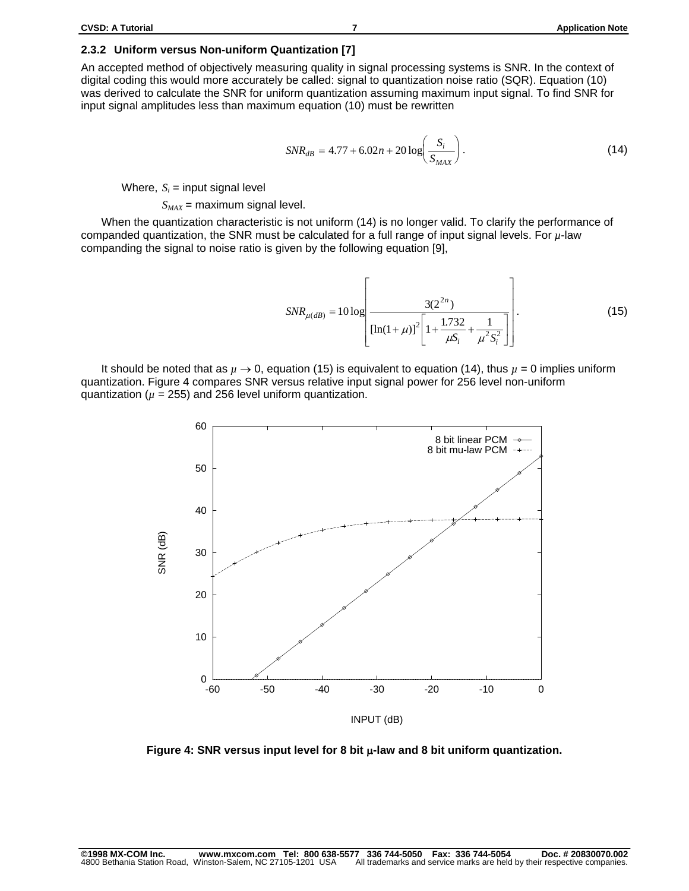### 2.3.2 Uniform versus Non-uniform Quantization [7]

An accepted method of objectively measuring quality in signal processing systems is SNR. In the context of digital coding this would more accurately be called: signal to quantization noise ratio (SQR). Equation (10) was derived to calculate the SNR for uniform quantization assuming maximum input signal. To find SNR for input signal amplitudes less than maximum equation (10) must be rewritten

$$SNR_{dB} = 4.77 + 6.02n + 20\log\left(\frac{S_i}{S_{MAX}}\right). \tag{14}$$

Where, $S_i$ = input signal level

$S_{MAX}$ = maximum signal level.

When the quantization characteristic is not uniform (14) is no longer valid. To clarify the performance of companded quantization, the SNR must be calculated for a full range of input signal levels. For $\mu$-law companding the signal to noise ratio is given by the following equation [9],

$$SNR_{\mu(dB)} = 10\log\left[\frac{3(2^{2n})}{[\ln(1+\mu)]^2\left[1+\frac{1.732}{\mu S_i}+\frac{1}{\mu^2 S_i^2}\right]}\right]. \tag{15}$$

It should be noted that as $\mu \to 0$, equation (15) is equivalent to equation (14), thus $\mu = 0$ implies uniform quantization. Figure 4 compares SNR versus relative input signal power for 256 level non-uniform quantization ($\mu = 255$) and 256 level uniform quantization.

**Figure 4: SNR versus input level for 8 bit μ-law and 8 bit uniform quantization.**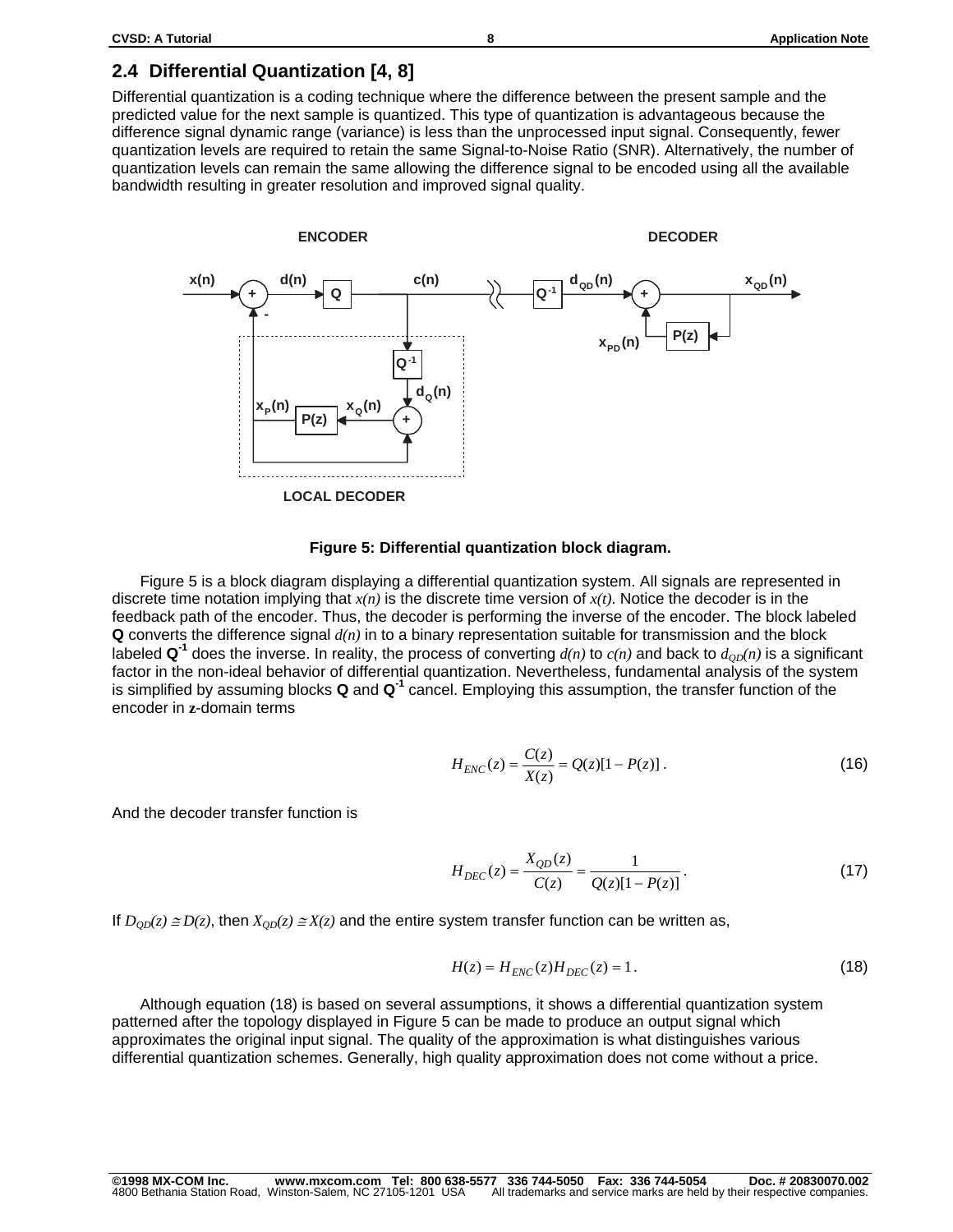## 2.4 Differential Quantization [4, 8]

Differential quantization is a coding technique where the difference between the present sample and the predicted value for the next sample is quantized. This type of quantization is advantageous because the difference signal dynamic range (variance) is less than the unprocessed input signal. Consequently, fewer quantization levels are required to retain the same Signal-to-Noise Ratio (SNR). Alternatively, the number of quantization levels can remain the same allowing the difference signal to be encoded using all the available bandwidth resulting in greater resolution and improved signal quality.

**Figure 5: Differential quantization block diagram.**

Figure 5 is a block diagram displaying a differential quantization system. All signals are represented in discrete time notation implying that $x(n)$ is the discrete time version of $x(t)$. Notice the decoder is in the feedback path of the encoder. Thus, the decoder is performing the inverse of the encoder. The block labeled **Q** converts the difference signal $d(n)$ in to a binary representation suitable for transmission and the block labeled $\mathbf{Q^{-1}}$ does the inverse. In reality, the process of converting $d(n)$ to $c(n)$ and back to $d_{QD}(n)$ is a significant factor in the non-ideal behavior of differential quantization. Nevertheless, fundamental analysis of the system is simplified by assuming blocks **Q** and $\mathbf{Q^{-1}}$ cancel. Employing this assumption, the transfer function of the encoder in $\mathbf{z}$-domain terms

$$H_{ENC}(z) = \frac{C(z)}{X(z)} = Q(z)[1 - P(z)]\,. \tag{16}$$

And the decoder transfer function is

$$H_{DEC}(z) = \frac{X_{QD}(z)}{C(z)} = \frac{1}{Q(z)[1 - P(z)]}\,. \tag{17}$$

If $D_{QD}(z) \cong D(z)$, then $X_{QD}(z) \cong X(z)$ and the entire system transfer function can be written as,

$$H(z) = H_{ENC}(z) H_{DEC}(z) = 1\,. \tag{18}$$

Although equation (18) is based on several assumptions, it shows a differential quantization system patterned after the topology displayed in Figure 5 can be made to produce an output signal which approximates the original input signal. The quality of the approximation is what distinguishes various differential quantization schemes. Generally, high quality approximation does not come without a price.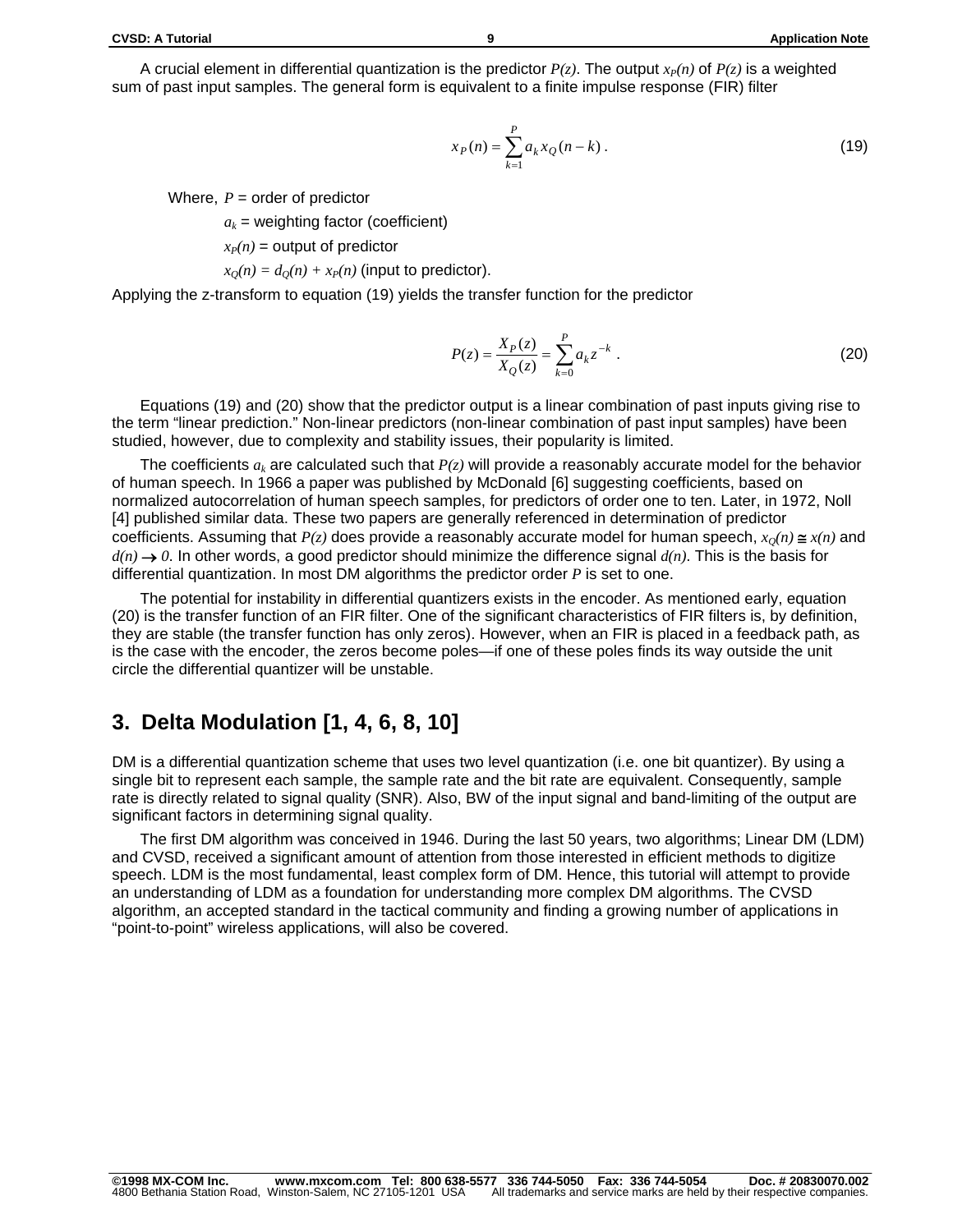A crucial element in differential quantization is the predictor $P(z)$. The output $x_P(n)$ of $P(z)$ is a weighted sum of past input samples. The general form is equivalent to a finite impulse response (FIR) filter

$$x_P(n) = \sum_{k=1}^{P} a_k x_Q(n-k)\,. \tag{19}$$

Where, $P$ = order of predictor

$a_k$ = weighting factor (coefficient)

$x_P(n)$ = output of predictor

$x_Q(n) = d_Q(n) + x_P(n)$ (input to predictor).

Applying the z-transform to equation (19) yields the transfer function for the predictor

$$P(z) = \frac{X_P(z)}{X_Q(z)} = \sum_{k=0}^{P} a_k z^{-k}\,. \tag{20}$$

Equations (19) and (20) show that the predictor output is a linear combination of past inputs giving rise to the term "linear prediction." Non-linear predictors (non-linear combination of past input samples) have been studied, however, due to complexity and stability issues, their popularity is limited.

The coefficients $a_k$ are calculated such that $P(z)$ will provide a reasonably accurate model for the behavior of human speech. In 1966 a paper was published by McDonald [6] suggesting coefficients, based on normalized autocorrelation of human speech samples, for predictors of order one to ten. Later, in 1972, Noll [4] published similar data. These two papers are generally referenced in determination of predictor coefficients. Assuming that $P(z)$ does provide a reasonably accurate model for human speech, $x_Q(n) \cong x(n)$ and $d(n) \rightarrow 0$. In other words, a good predictor should minimize the difference signal $d(n)$. This is the basis for differential quantization. In most DM algorithms the predictor order $P$ is set to one.

The potential for instability in differential quantizers exists in the encoder. As mentioned early, equation (20) is the transfer function of an FIR filter. One of the significant characteristics of FIR filters is, by definition, they are stable (the transfer function has only zeros). However, when an FIR is placed in a feedback path, as is the case with the encoder, the zeros become poles—if one of these poles finds its way outside the unit circle the differential quantizer will be unstable.

## 3. Delta Modulation [1, 4, 6, 8, 10]

DM is a differential quantization scheme that uses two level quantization (i.e. one bit quantizer). By using a single bit to represent each sample, the sample rate and the bit rate are equivalent. Consequently, sample rate is directly related to signal quality (SNR). Also, BW of the input signal and band-limiting of the output are significant factors in determining signal quality.

The first DM algorithm was conceived in 1946. During the last 50 years, two algorithms; Linear DM (LDM) and CVSD, received a significant amount of attention from those interested in efficient methods to digitize speech. LDM is the most fundamental, least complex form of DM. Hence, this tutorial will attempt to provide an understanding of LDM as a foundation for understanding more complex DM algorithms. The CVSD algorithm, an accepted standard in the tactical community and finding a growing number of applications in "point-to-point" wireless applications, will also be covered.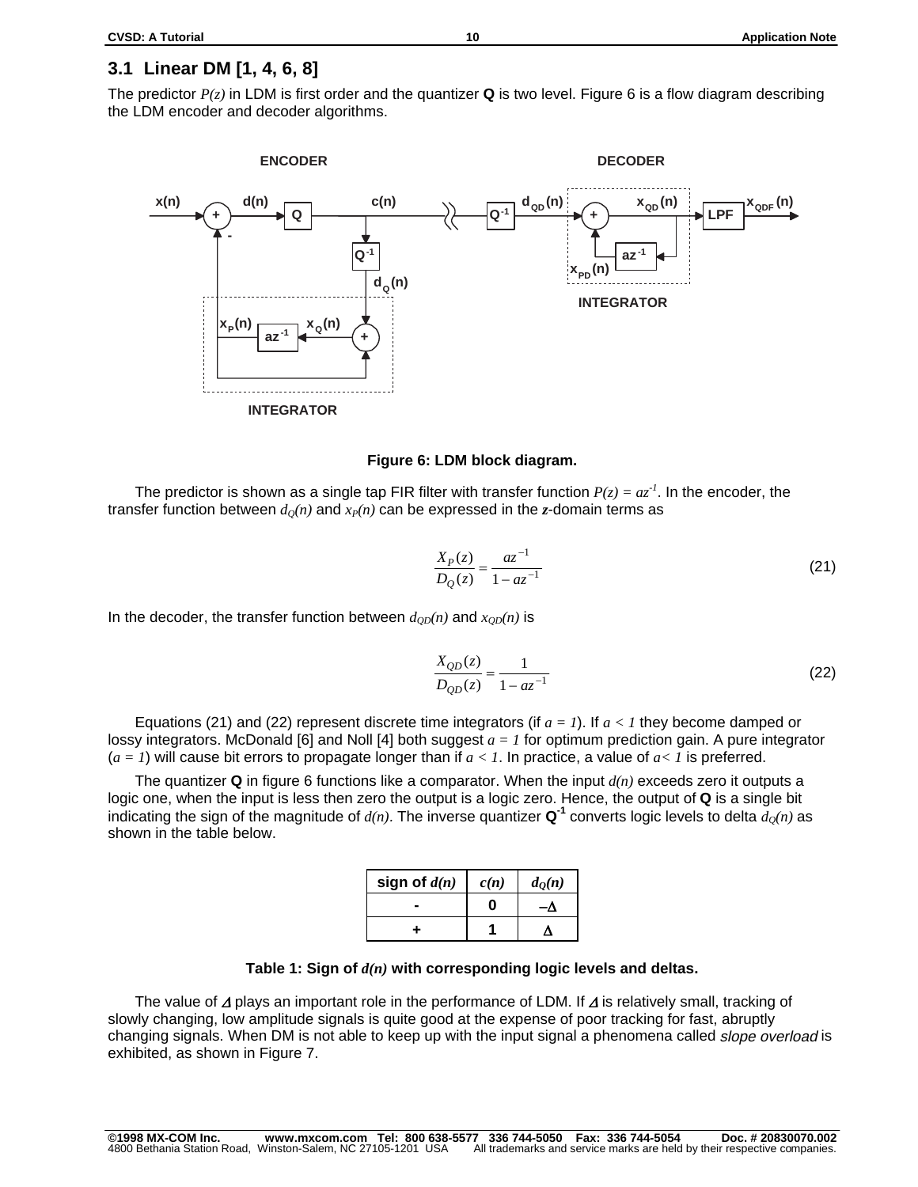## 3.1 Linear DM [1, 4, 6, 8]

The predictor $P(z)$ in LDM is first order and the quantizer **Q** is two level. Figure 6 is a flow diagram describing the LDM encoder and decoder algorithms.

**Figure 6: LDM block diagram.**

The predictor is shown as a single tap FIR filter with transfer function $P(z) = az^{-1}$. In the encoder, the transfer function between $d_Q(n)$ and $x_P(n)$ can be expressed in the ***z***-domain terms as

$$\frac{X_P(z)}{D_Q(z)} = \frac{az^{-1}}{1 - az^{-1}} \tag{21}$$

In the decoder, the transfer function between $d_{QD}(n)$ and $x_{QD}(n)$ is

$$\frac{X_{QD}(z)}{D_{QD}(z)} = \frac{1}{1 - az^{-1}} \tag{22}$$

Equations (21) and (22) represent discrete time integrators (if $a = 1$). If $a < 1$ they become damped or lossy integrators. McDonald [6] and Noll [4] both suggest $a = 1$ for optimum prediction gain. A pure integrator ($a = 1$) will cause bit errors to propagate longer than if $a < 1$. In practice, a value of $a < 1$ is preferred.

The quantizer **Q** in figure 6 functions like a comparator. When the input $d(n)$ exceeds zero it outputs a logic one, when the input is less then zero the output is a logic zero. Hence, the output of **Q** is a single bit indicating the sign of the magnitude of $d(n)$. The inverse quantizer **Q$^{-1}$** converts logic levels to delta $d_Q(n)$ as shown in the table below.

| sign of $d(n)$ | $c(n)$ | $d_Q(n)$ |
|---|---|---|
| - | 0 | $-\Delta$ |
| + | 1 | $\Delta$ |

**Table 1: Sign of $d(n)$ with corresponding logic levels and deltas.**

The value of $\Delta$ plays an important role in the performance of LDM. If $\Delta$ is relatively small, tracking of slowly changing, low amplitude signals is quite good at the expense of poor tracking for fast, abruptly changing signals. When DM is not able to keep up with the input signal a phenomena called *slope overload* is exhibited, as shown in Figure 7.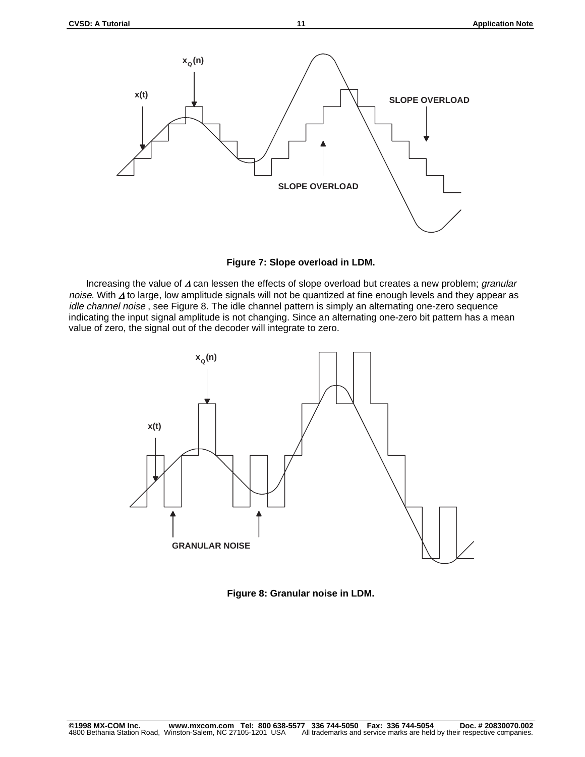Figure 7: Slope overload in LDM.

Increasing the value of $\Delta$ can lessen the effects of slope overload but creates a new problem; *granular noise*. With $\Delta$ to large, low amplitude signals will not be quantized at fine enough levels and they appear as *idle channel noise* , see Figure 8. The idle channel pattern is simply an alternating one-zero sequence indicating the input signal amplitude is not changing. Since an alternating one-zero bit pattern has a mean value of zero, the signal out of the decoder will integrate to zero.

Figure 8: Granular noise in LDM.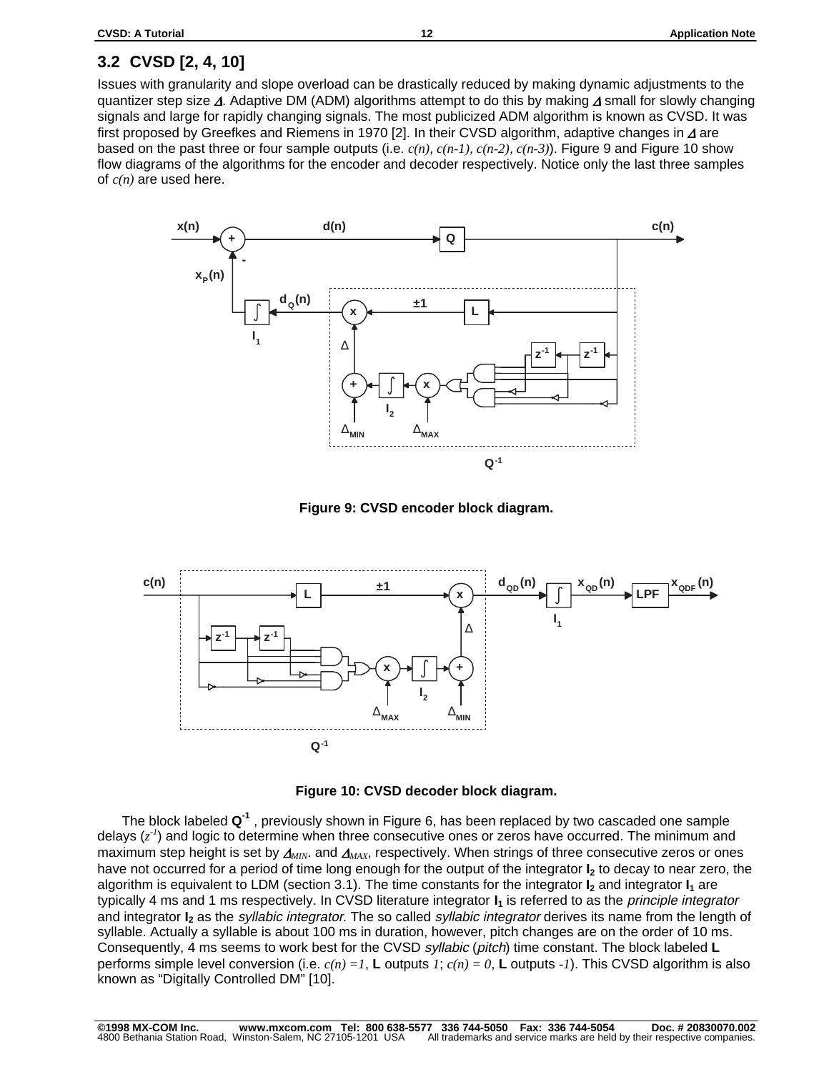## 3.2 CVSD [2, 4, 10]

Issues with granularity and slope overload can be drastically reduced by making dynamic adjustments to the quantizer step size $\Delta$. Adaptive DM (ADM) algorithms attempt to do this by making $\Delta$ small for slowly changing signals and large for rapidly changing signals. The most publicized ADM algorithm is known as CVSD. It was first proposed by Greefkes and Riemens in 1970 [2]. In their CVSD algorithm, adaptive changes in $\Delta$ are based on the past three or four sample outputs (i.e. $c(n)$, $c(n-1)$, $c(n-2)$, $c(n-3)$). Figure 9 and Figure 10 show flow diagrams of the algorithms for the encoder and decoder respectively. Notice only the last three samples of $c(n)$ are used here.

**Figure 9: CVSD encoder block diagram.**

**Figure 10: CVSD decoder block diagram.**

The block labeled $\mathbf{Q}^{-1}$, previously shown in Figure 6, has been replaced by two cascaded one sample delays ($z^{-1}$) and logic to determine when three consecutive ones or zeros have occurred. The minimum and maximum step height is set by $\Delta_{MIN}$. and $\Delta_{MAX}$, respectively. When strings of three consecutive zeros or ones have not occurred for a period of time long enough for the output of the integrator $\mathbf{I_2}$ to decay to near zero, the algorithm is equivalent to LDM (section 3.1). The time constants for the integrator $\mathbf{I_2}$ and integrator $\mathbf{I_1}$ are typically 4 ms and 1 ms respectively. In CVSD literature integrator $\mathbf{I_1}$ is referred to as the *principle integrator* and integrator $\mathbf{I_2}$ as the *syllabic integrator*. The so called *syllabic integrator* derives its name from the length of syllable. Actually a syllable is about 100 ms in duration, however, pitch changes are on the order of 10 ms. Consequently, 4 ms seems to work best for the CVSD *syllabic* (*pitch*) time constant. The block labeled **L** performs simple level conversion (i.e. $c(n) = 1$, **L** outputs $1$; $c(n) = 0$, **L** outputs $-1$). This CVSD algorithm is also known as "Digitally Controlled DM" [10].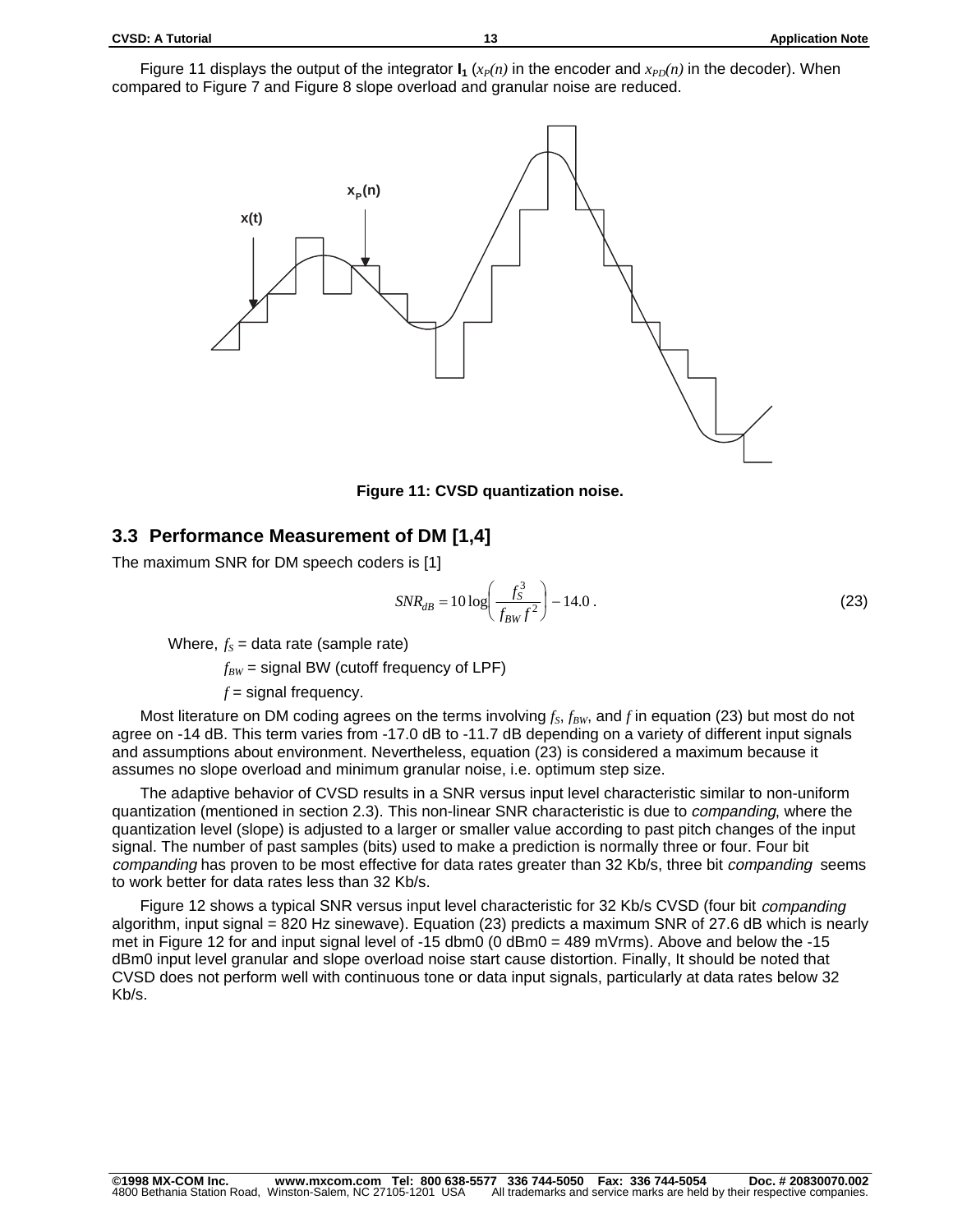Figure 11 displays the output of the integrator **I₁** ($x_P(n)$ in the encoder and $x_{PD}(n)$ in the decoder). When compared to Figure 7 and Figure 8 slope overload and granular noise are reduced.

x(t)

$x_P(n)$

**Figure 11: CVSD quantization noise.**

## 3.3 Performance Measurement of DM [1,4]

The maximum SNR for DM speech coders is [1]

$$SNR_{dB} = 10\log\left(\frac{f_S^3}{f_{BW} f^2}\right) - 14.0 \,. \tag{23}$$

Where, $f_S$ = data rate (sample rate)

$f_{BW}$ = signal BW (cutoff frequency of LPF)

$f$ = signal frequency.

Most literature on DM coding agrees on the terms involving $f_S$, $f_{BW}$, and $f$ in equation (23) but most do not agree on -14 dB. This term varies from -17.0 dB to -11.7 dB depending on a variety of different input signals and assumptions about environment. Nevertheless, equation (23) is considered a maximum because it assumes no slope overload and minimum granular noise, i.e. optimum step size.

The adaptive behavior of CVSD results in a SNR versus input level characteristic similar to non-uniform quantization (mentioned in section 2.3). This non-linear SNR characteristic is due to *companding*, where the quantization level (slope) is adjusted to a larger or smaller value according to past pitch changes of the input signal. The number of past samples (bits) used to make a prediction is normally three or four. Four bit *companding* has proven to be most effective for data rates greater than 32 Kb/s, three bit *companding* seems to work better for data rates less than 32 Kb/s.

Figure 12 shows a typical SNR versus input level characteristic for 32 Kb/s CVSD (four bit *companding* algorithm, input signal = 820 Hz sinewave). Equation (23) predicts a maximum SNR of 27.6 dB which is nearly met in Figure 12 for and input signal level of -15 dbm0 (0 dBm0 = 489 mVrms). Above and below the -15 dBm0 input level granular and slope overload noise start cause distortion. Finally, It should be noted that CVSD does not perform well with continuous tone or data input signals, particularly at data rates below 32 Kb/s.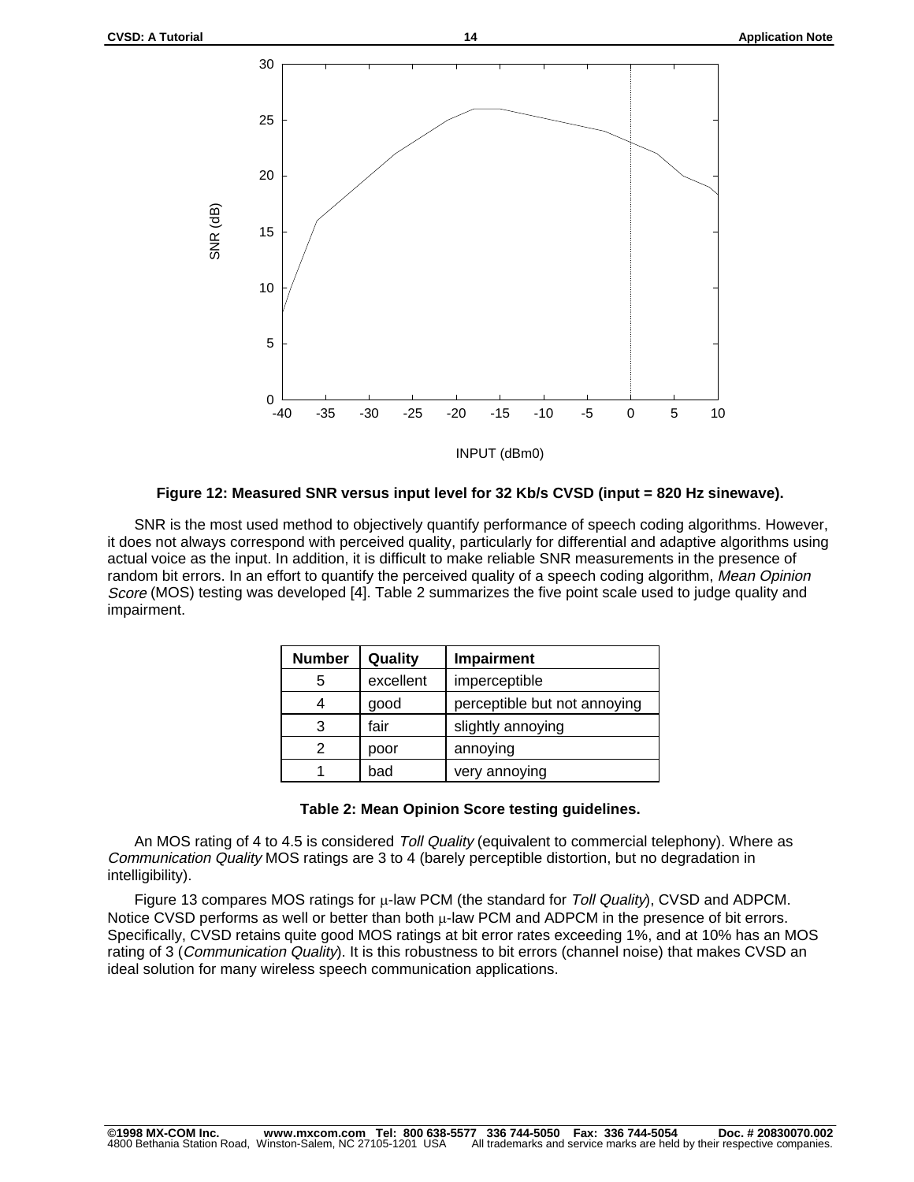**Figure 12: Measured SNR versus input level for 32 Kb/s CVSD (input = 820 Hz sinewave).**

SNR is the most used method to objectively quantify performance of speech coding algorithms. However, it does not always correspond with perceived quality, particularly for differential and adaptive algorithms using actual voice as the input. In addition, it is difficult to make reliable SNR measurements in the presence of random bit errors. In an effort to quantify the perceived quality of a speech coding algorithm, *Mean Opinion Score* (MOS) testing was developed [4]. Table 2 summarizes the five point scale used to judge quality and impairment.

| Number | Quality | Impairment |
|---|---|---|
| 5 | excellent | imperceptible |
| 4 | good | perceptible but not annoying |
| 3 | fair | slightly annoying |
| 2 | poor | annoying |
| 1 | bad | very annoying |

**Table 2: Mean Opinion Score testing guidelines.**

An MOS rating of 4 to 4.5 is considered *Toll Quality* (equivalent to commercial telephony). Where as *Communication Quality* MOS ratings are 3 to 4 (barely perceptible distortion, but no degradation in intelligibility).

Figure 13 compares MOS ratings for μ-law PCM (the standard for *Toll Quality*), CVSD and ADPCM. Notice CVSD performs as well or better than both μ-law PCM and ADPCM in the presence of bit errors. Specifically, CVSD retains quite good MOS ratings at bit error rates exceeding 1%, and at 10% has an MOS rating of 3 (*Communication Quality*). It is this robustness to bit errors (channel noise) that makes CVSD an ideal solution for many wireless speech communication applications.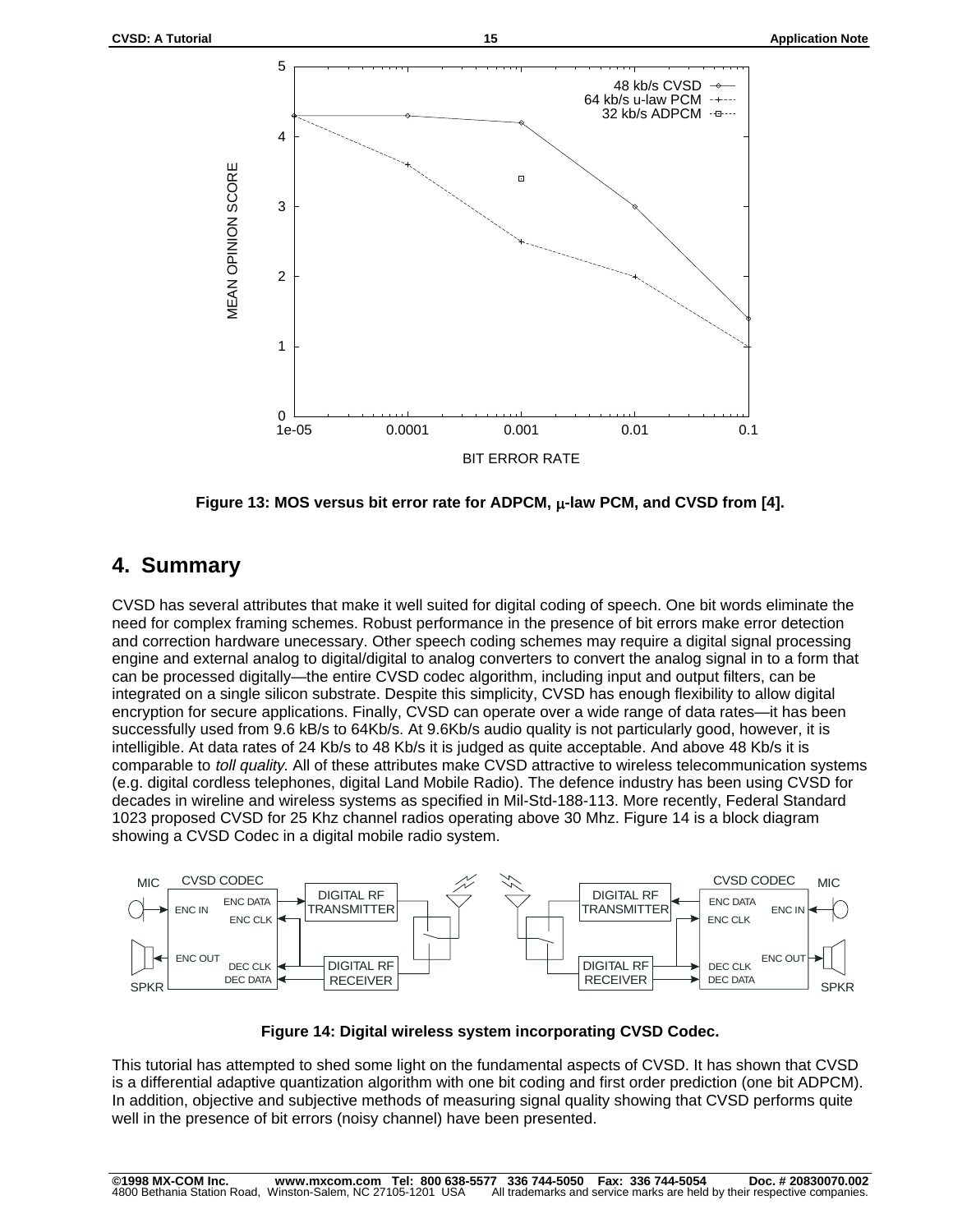Figure 13: MOS versus bit error rate for ADPCM, μ-law PCM, and CVSD from [4].

## 4. Summary

CVSD has several attributes that make it well suited for digital coding of speech. One bit words eliminate the need for complex framing schemes. Robust performance in the presence of bit errors make error detection and correction hardware unecessary. Other speech coding schemes may require a digital signal processing engine and external analog to digital/digital to analog converters to convert the analog signal in to a form that can be processed digitally—the entire CVSD codec algorithm, including input and output filters, can be integrated on a single silicon substrate. Despite this simplicity, CVSD has enough flexibility to allow digital encryption for secure applications. Finally, CVSD can operate over a wide range of data rates—it has been successfully used from 9.6 kB/s to 64Kb/s. At 9.6Kb/s audio quality is not particularly good, however, it is intelligible. At data rates of 24 Kb/s to 48 Kb/s it is judged as quite acceptable. And above 48 Kb/s it is comparable to *toll quality*. All of these attributes make CVSD attractive to wireless telecommunication systems (e.g. digital cordless telephones, digital Land Mobile Radio). The defence industry has been using CVSD for decades in wireline and wireless systems as specified in Mil-Std-188-113. More recently, Federal Standard 1023 proposed CVSD for 25 Khz channel radios operating above 30 Mhz. Figure 14 is a block diagram showing a CVSD Codec in a digital mobile radio system.

Figure 14: Digital wireless system incorporating CVSD Codec.

This tutorial has attempted to shed some light on the fundamental aspects of CVSD. It has shown that CVSD is a differential adaptive quantization algorithm with one bit coding and first order prediction (one bit ADPCM). In addition, objective and subjective methods of measuring signal quality showing that CVSD performs quite well in the presence of bit errors (noisy channel) have been presented.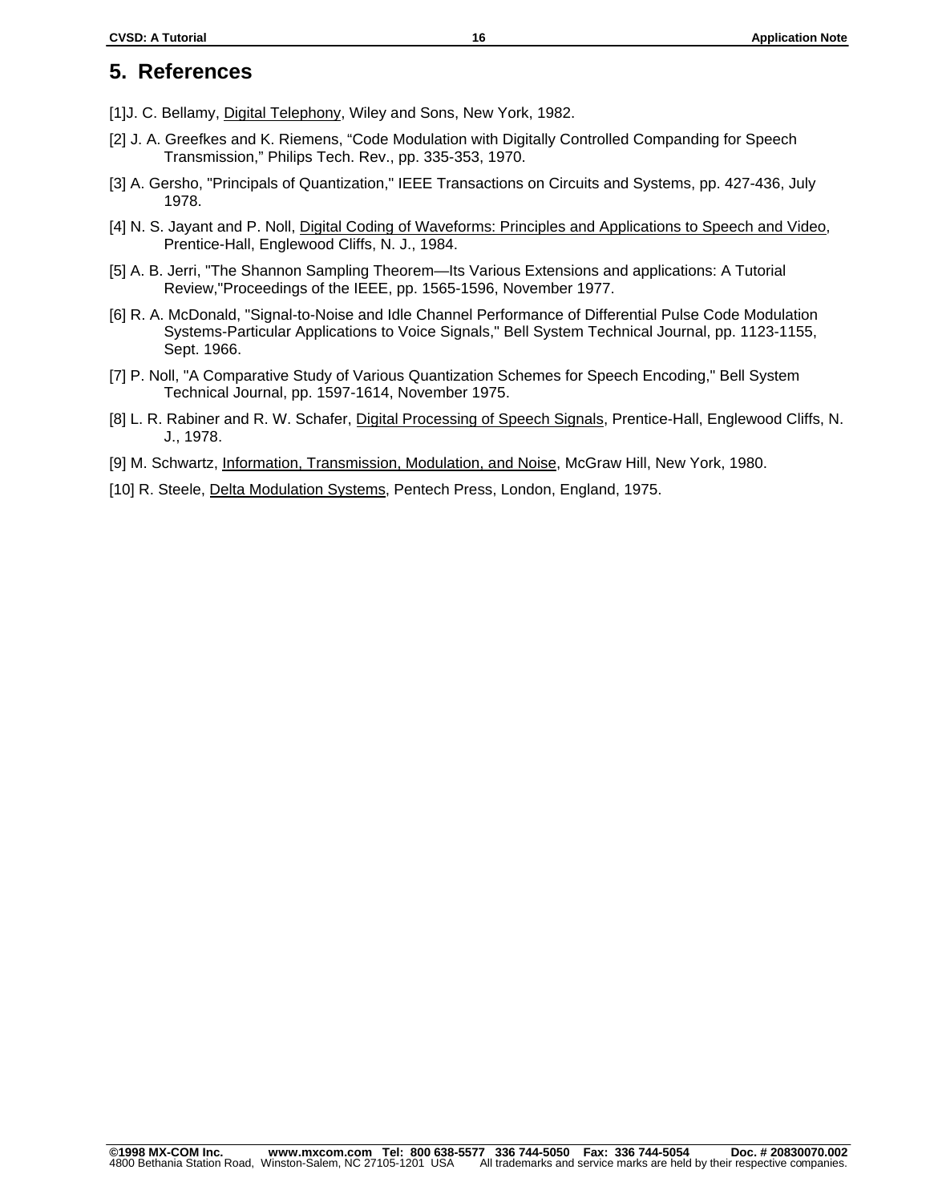## 5. References

[1]J. C. Bellamy, Digital Telephony, Wiley and Sons, New York, 1982.

[2] J. A. Greefkes and K. Riemens, “Code Modulation with Digitally Controlled Companding for Speech Transmission,” Philips Tech. Rev., pp. 335-353, 1970.

[3] A. Gersho, "Principals of Quantization," IEEE Transactions on Circuits and Systems, pp. 427-436, July 1978.

[4] N. S. Jayant and P. Noll, Digital Coding of Waveforms: Principles and Applications to Speech and Video, Prentice-Hall, Englewood Cliffs, N. J., 1984.

[5] A. B. Jerri, "The Shannon Sampling Theorem—Its Various Extensions and applications: A Tutorial Review,"Proceedings of the IEEE, pp. 1565-1596, November 1977.

[6] R. A. McDonald, "Signal-to-Noise and Idle Channel Performance of Differential Pulse Code Modulation Systems-Particular Applications to Voice Signals," Bell System Technical Journal, pp. 1123-1155, Sept. 1966.

[7] P. Noll, "A Comparative Study of Various Quantization Schemes for Speech Encoding," Bell System Technical Journal, pp. 1597-1614, November 1975.

[8] L. R. Rabiner and R. W. Schafer, Digital Processing of Speech Signals, Prentice-Hall, Englewood Cliffs, N. J., 1978.

[9] M. Schwartz, Information, Transmission, Modulation, and Noise, McGraw Hill, New York, 1980.

[10] R. Steele, Delta Modulation Systems, Pentech Press, London, England, 1975.